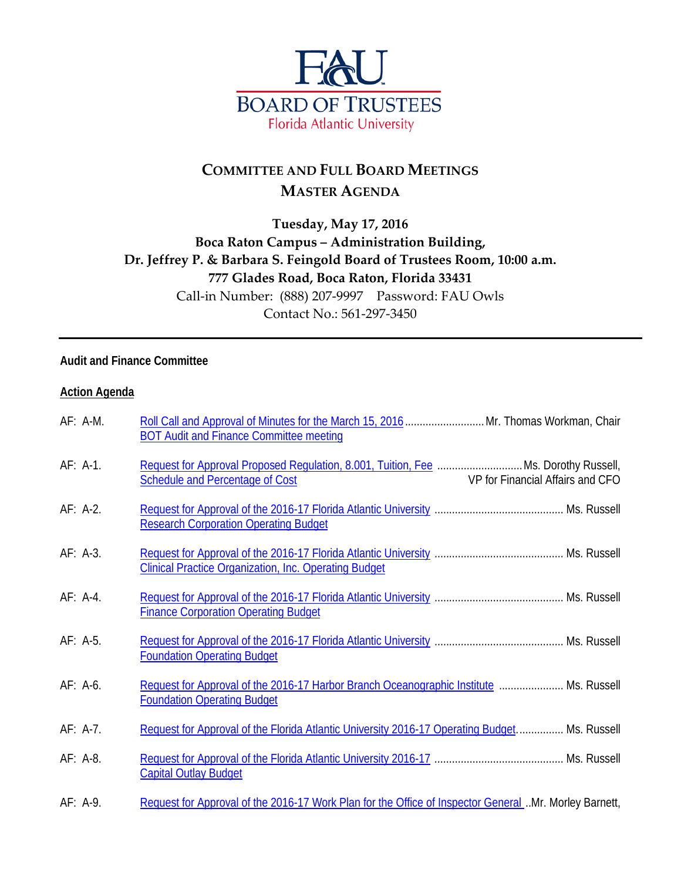FAU BOARD OF TRUSTEES
Florida Atlantic University

# COMMITTEE AND FULL BOARD MEETINGS
# MASTER AGENDA

**Tuesday, May 17, 2016**
**Boca Raton Campus – Administration Building,**
**Dr. Jeffrey P. & Barbara S. Feingold Board of Trustees Room, 10:00 a.m.**
**777 Glades Road, Boca Raton, Florida 33431**
Call-in Number: (888) 207-9997 Password: FAU Owls
Contact No.: 561-297-3450

---

**Audit and Finance Committee**

**Action Agenda**

AF: A-M. Roll Call and Approval of Minutes for the March 15, 2016 BOT Audit and Finance Committee meeting .......................... Mr. Thomas Workman, Chair

AF: A-1. Request for Approval Proposed Regulation, 8.001, Tuition, Fee Schedule and Percentage of Cost ............................ Ms. Dorothy Russell, VP for Financial Affairs and CFO

AF: A-2. Request for Approval of the 2016-17 Florida Atlantic University Research Corporation Operating Budget ........................................... Ms. Russell

AF: A-3. Request for Approval of the 2016-17 Florida Atlantic University Clinical Practice Organization, Inc. Operating Budget ........................................... Ms. Russell

AF: A-4. Request for Approval of the 2016-17 Florida Atlantic University Finance Corporation Operating Budget ........................................... Ms. Russell

AF: A-5. Request for Approval of the 2016-17 Florida Atlantic University Foundation Operating Budget ........................................... Ms. Russell

AF: A-6. Request for Approval of the 2016-17 Harbor Branch Oceanographic Institute Foundation Operating Budget ..................... Ms. Russell

AF: A-7. Request for Approval of the Florida Atlantic University 2016-17 Operating Budget............... Ms. Russell

AF: A-8. Request for Approval of the Florida Atlantic University 2016-17 Capital Outlay Budget ........................................... Ms. Russell

AF: A-9. Request for Approval of the 2016-17 Work Plan for the Office of Inspector General ..Mr. Morley Barnett,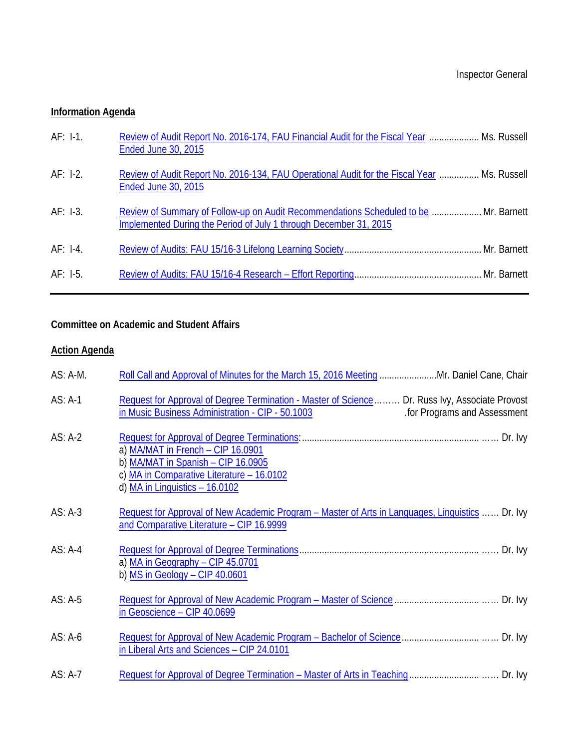Inspector General

**Information Agenda**

| | | |
|---|---|---|
| AF: I-1. | Review of Audit Report No. 2016-174, FAU Financial Audit for the Fiscal Year Ended June 30, 2015 | Ms. Russell |
| AF: I-2. | Review of Audit Report No. 2016-134, FAU Operational Audit for the Fiscal Year Ended June 30, 2015 | Ms. Russell |
| AF: I-3. | Review of Summary of Follow-up on Audit Recommendations Scheduled to be Implemented During the Period of July 1 through December 31, 2015 | Mr. Barnett |
| AF: I-4. | Review of Audits: FAU 15/16-3 Lifelong Learning Society | Mr. Barnett |
| AF: I-5. | Review of Audits: FAU 15/16-4 Research – Effort Reporting | Mr. Barnett |

---

**Committee on Academic and Student Affairs**

**Action Agenda**

| | | |
|---|---|---|
| AS: A-M. | Roll Call and Approval of Minutes for the March 15, 2016 Meeting | Mr. Daniel Cane, Chair |
| AS: A-1 | Request for Approval of Degree Termination - Master of Science in Music Business Administration - CIP - 50.1003 | Dr. Russ Ivy, Associate Provost for Programs and Assessment |
| AS: A-2 | Request for Approval of Degree Terminations:<br>a) MA/MAT in French – CIP 16.0901<br>b) MA/MAT in Spanish – CIP 16.0905<br>c) MA in Comparative Literature – 16.0102<br>d) MA in Linguistics – 16.0102 | Dr. Ivy |
| AS: A-3 | Request for Approval of New Academic Program – Master of Arts in Languages, Linguistics and Comparative Literature – CIP 16.9999 | Dr. Ivy |
| AS: A-4 | Request for Approval of Degree Terminations<br>a) MA in Geography – CIP 45.0701<br>b) MS in Geology – CIP 40.0601 | Dr. Ivy |
| AS: A-5 | Request for Approval of New Academic Program – Master of Science in Geoscience – CIP 40.0699 | Dr. Ivy |
| AS: A-6 | Request for Approval of New Academic Program – Bachelor of Science in Liberal Arts and Sciences – CIP 24.0101 | Dr. Ivy |
| AS: A-7 | Request for Approval of Degree Termination – Master of Arts in Teaching | Dr. Ivy |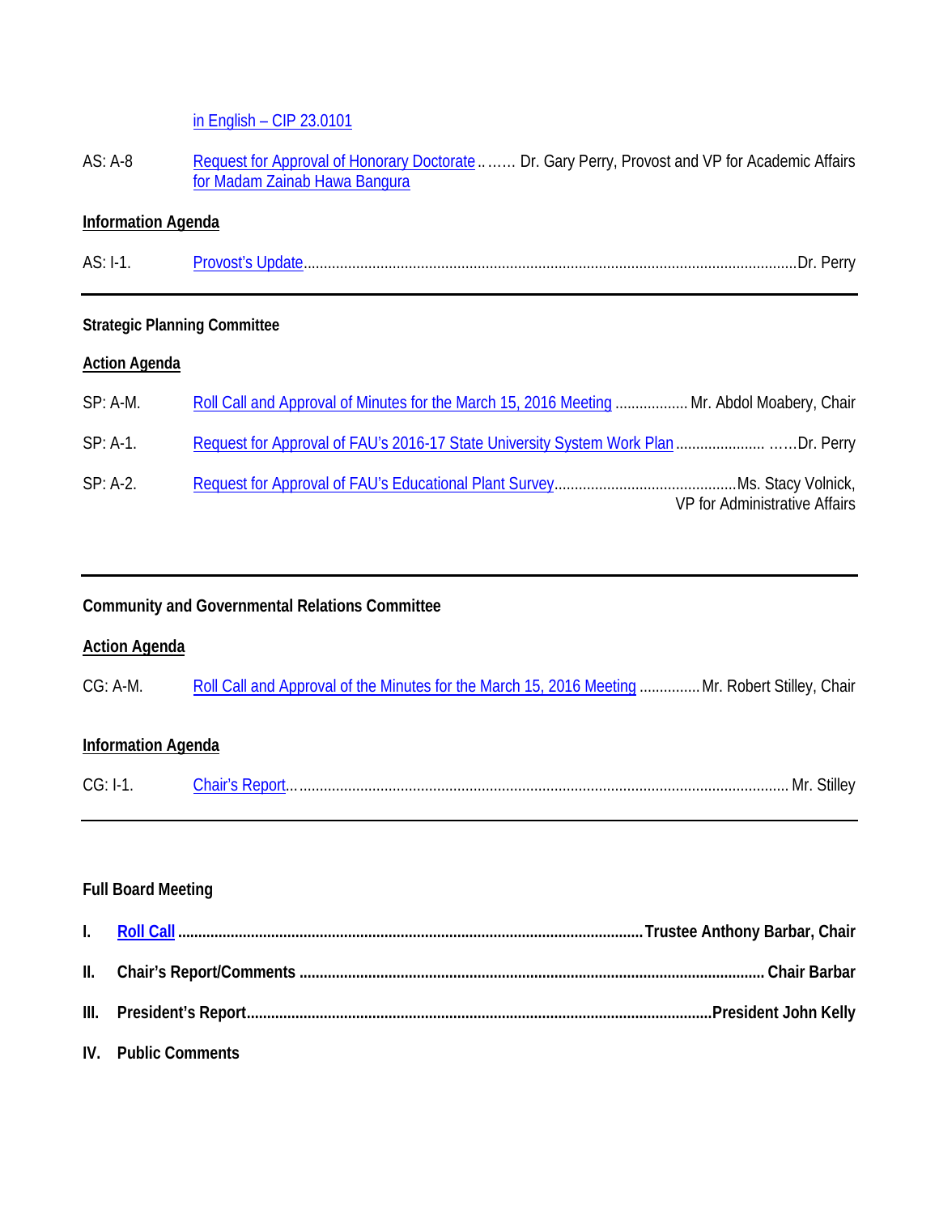in English – CIP 23.0101

AS: A-8 Request for Approval of Honorary Doctorate for Madam Zainab Hawa Bangura ........ Dr. Gary Perry, Provost and VP for Academic Affairs

**Information Agenda**

AS: I-1. Provost's Update ........................................ Dr. Perry

---

**Strategic Planning Committee**

**Action Agenda**

SP: A-M. Roll Call and Approval of Minutes for the March 15, 2016 Meeting .................. Mr. Abdol Moabery, Chair

SP: A-1. Request for Approval of FAU's 2016-17 State University System Work Plan ...................... ......Dr. Perry

SP: A-2. Request for Approval of FAU's Educational Plant Survey ............................................. Ms. Stacy Volnick, VP for Administrative Affairs

---

**Community and Governmental Relations Committee**

**Action Agenda**

CG: A-M. Roll Call and Approval of the Minutes for the March 15, 2016 Meeting ............... Mr. Robert Stilley, Chair

**Information Agenda**

CG: I-1. Chair's Report........................................ Mr. Stilley

---

**Full Board Meeting**

**I. Roll Call ........................................ Trustee Anthony Barbar, Chair**

**II. Chair's Report/Comments ........................................ Chair Barbar**

**III. President's Report........................................ President John Kelly**

**IV. Public Comments**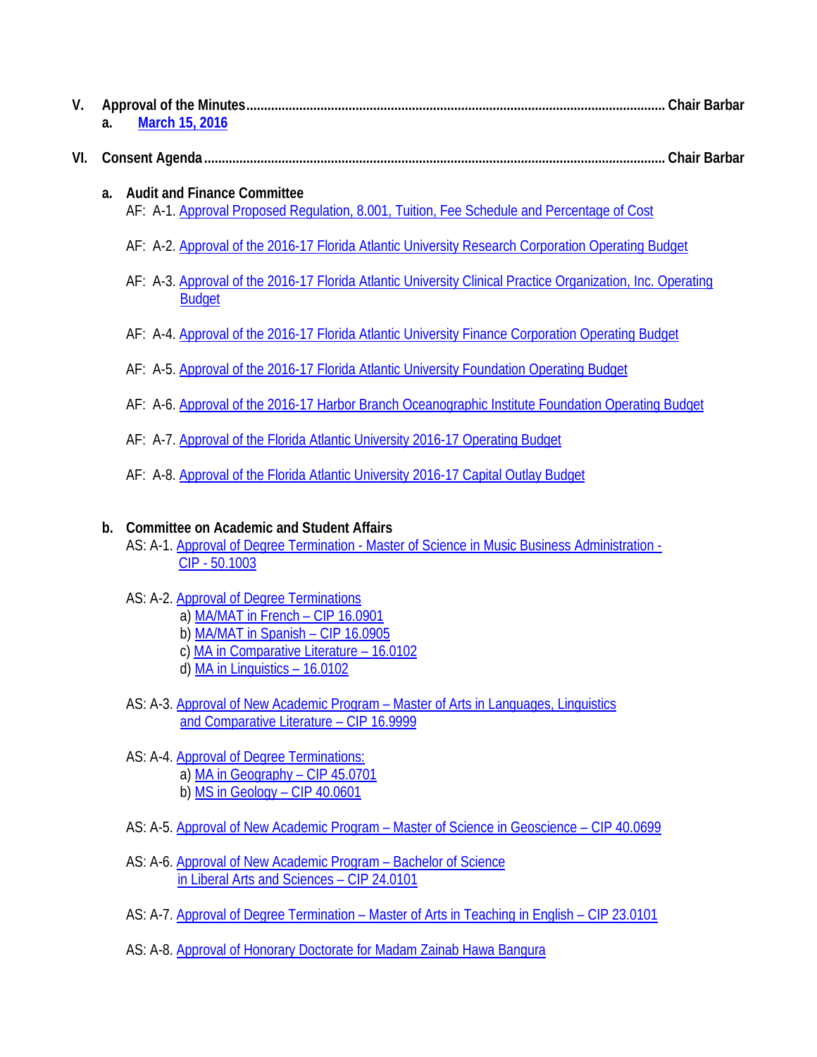**V. Approval of the Minutes ........................................................................................................................ Chair Barbar**

**a.** [March 15, 2016]

**VI. Consent Agenda ................................................................................................................................ Chair Barbar**

**a. Audit and Finance Committee**

AF: A-1. Approval Proposed Regulation, 8.001, Tuition, Fee Schedule and Percentage of Cost

AF: A-2. Approval of the 2016-17 Florida Atlantic University Research Corporation Operating Budget

AF: A-3. Approval of the 2016-17 Florida Atlantic University Clinical Practice Organization, Inc. Operating Budget

AF: A-4. Approval of the 2016-17 Florida Atlantic University Finance Corporation Operating Budget

AF: A-5. Approval of the 2016-17 Florida Atlantic University Foundation Operating Budget

AF: A-6. Approval of the 2016-17 Harbor Branch Oceanographic Institute Foundation Operating Budget

AF: A-7. Approval of the Florida Atlantic University 2016-17 Operating Budget

AF: A-8. Approval of the Florida Atlantic University 2016-17 Capital Outlay Budget

**b. Committee on Academic and Student Affairs**

AS: A-1. Approval of Degree Termination - Master of Science in Music Business Administration - CIP - 50.1003

AS: A-2. Approval of Degree Terminations
- a) MA/MAT in French – CIP 16.0901
- b) MA/MAT in Spanish – CIP 16.0905
- c) MA in Comparative Literature – 16.0102
- d) MA in Linguistics – 16.0102

AS: A-3. Approval of New Academic Program – Master of Arts in Languages, Linguistics and Comparative Literature – CIP 16.9999

AS: A-4. Approval of Degree Terminations:
- a) MA in Geography – CIP 45.0701
- b) MS in Geology – CIP 40.0601

AS: A-5. Approval of New Academic Program – Master of Science in Geoscience – CIP 40.0699

AS: A-6. Approval of New Academic Program – Bachelor of Science in Liberal Arts and Sciences – CIP 24.0101

AS: A-7. Approval of Degree Termination – Master of Arts in Teaching in English – CIP 23.0101

AS: A-8. Approval of Honorary Doctorate for Madam Zainab Hawa Bangura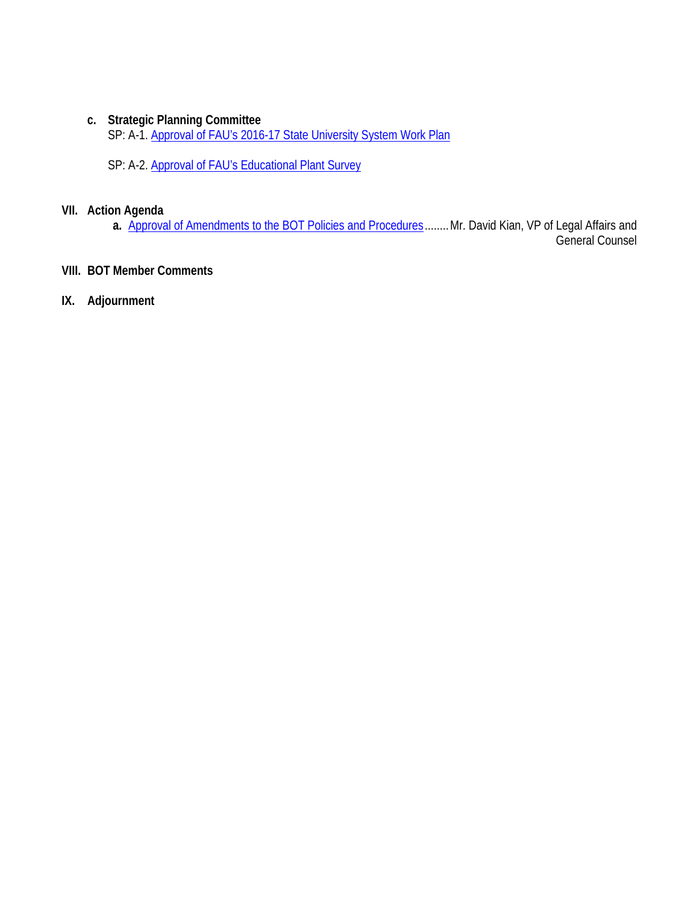**c. Strategic Planning Committee**

SP: A-1. Approval of FAU's 2016-17 State University System Work Plan

SP: A-2. Approval of FAU's Educational Plant Survey

**VII. Action Agenda**

**a.** Approval of Amendments to the BOT Policies and Procedures........Mr. David Kian, VP of Legal Affairs and General Counsel

**VIII. BOT Member Comments**

**IX. Adjournment**